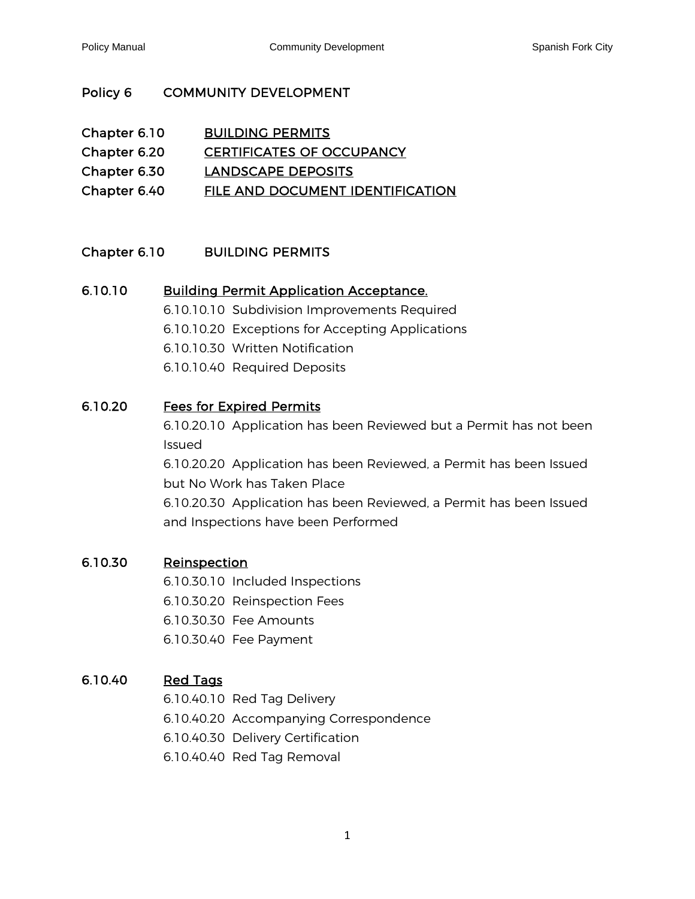# Policy 6 COMMUNITY DEVELOPMENT

Chapter 6.10 BUILDING PERMITS
Chapter 6.20 CERTIFICATES OF OCCUPANCY
Chapter 6.30 LANDSCAPE DEPOSITS
Chapter 6.40 FILE AND DOCUMENT IDENTIFICATION

## Chapter 6.10 BUILDING PERMITS

### 6.10.10 Building Permit Application Acceptance.

6.10.10.10 Subdivision Improvements Required
6.10.10.20 Exceptions for Accepting Applications
6.10.10.30 Written Notification
6.10.10.40 Required Deposits

### 6.10.20 Fees for Expired Permits

6.10.20.10 Application has been Reviewed but a Permit has not been Issued
6.10.20.20 Application has been Reviewed, a Permit has been Issued but No Work has Taken Place
6.10.20.30 Application has been Reviewed, a Permit has been Issued and Inspections have been Performed

### 6.10.30 Reinspection

6.10.30.10 Included Inspections
6.10.30.20 Reinspection Fees
6.10.30.30 Fee Amounts
6.10.30.40 Fee Payment

### 6.10.40 Red Tags

6.10.40.10 Red Tag Delivery
6.10.40.20 Accompanying Correspondence
6.10.40.30 Delivery Certification
6.10.40.40 Red Tag Removal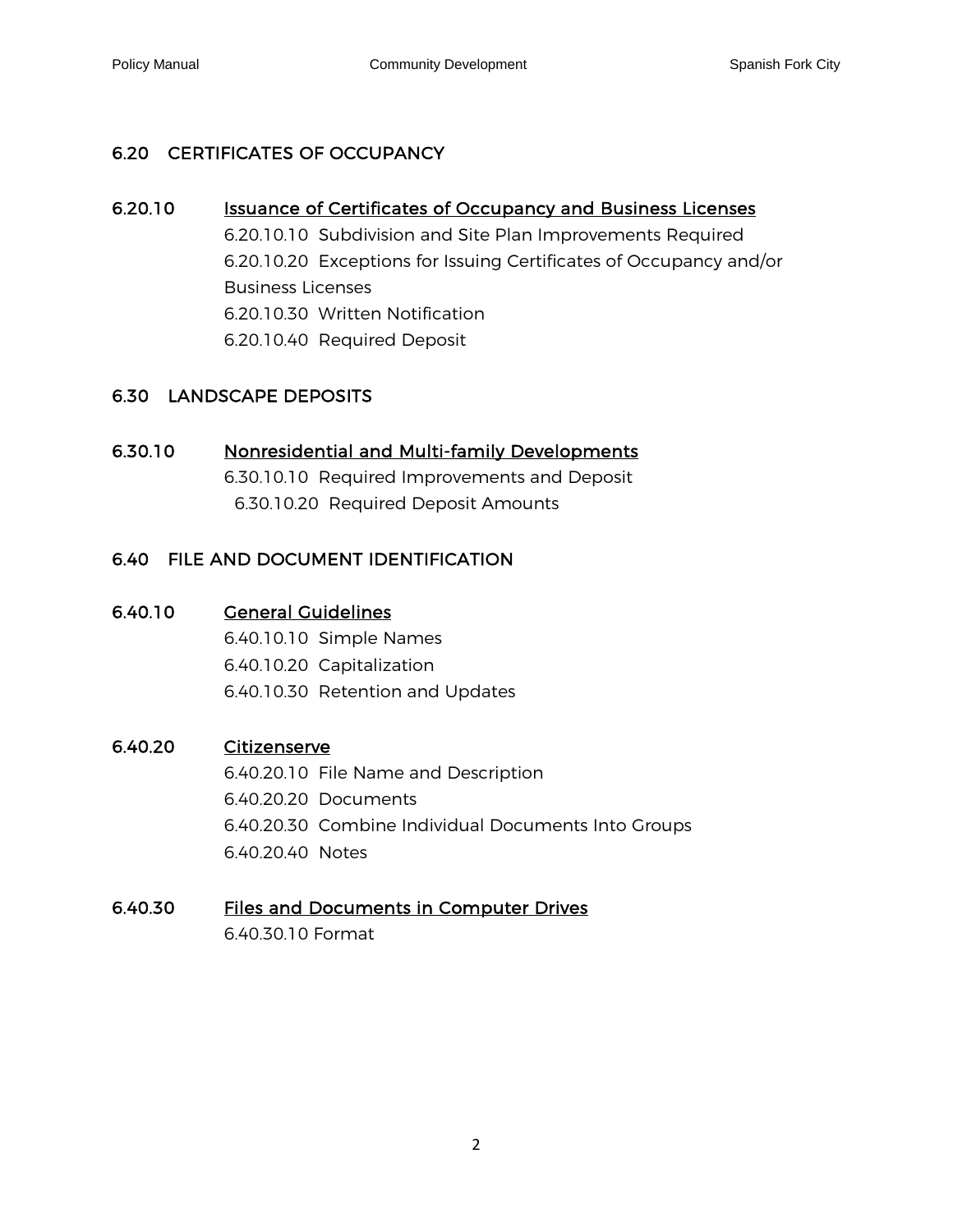## 6.20 CERTIFICATES OF OCCUPANCY

### 6.20.10 Issuance of Certificates of Occupancy and Business Licenses

6.20.10.10 Subdivision and Site Plan Improvements Required
6.20.10.20 Exceptions for Issuing Certificates of Occupancy and/or Business Licenses
6.20.10.30 Written Notification
6.20.10.40 Required Deposit

## 6.30 LANDSCAPE DEPOSITS

### 6.30.10 Nonresidential and Multi-family Developments

6.30.10.10 Required Improvements and Deposit
6.30.10.20 Required Deposit Amounts

## 6.40 FILE AND DOCUMENT IDENTIFICATION

### 6.40.10 General Guidelines

6.40.10.10 Simple Names
6.40.10.20 Capitalization
6.40.10.30 Retention and Updates

### 6.40.20 Citizenserve

6.40.20.10 File Name and Description
6.40.20.20 Documents
6.40.20.30 Combine Individual Documents Into Groups
6.40.20.40 Notes

### 6.40.30 Files and Documents in Computer Drives

6.40.30.10 Format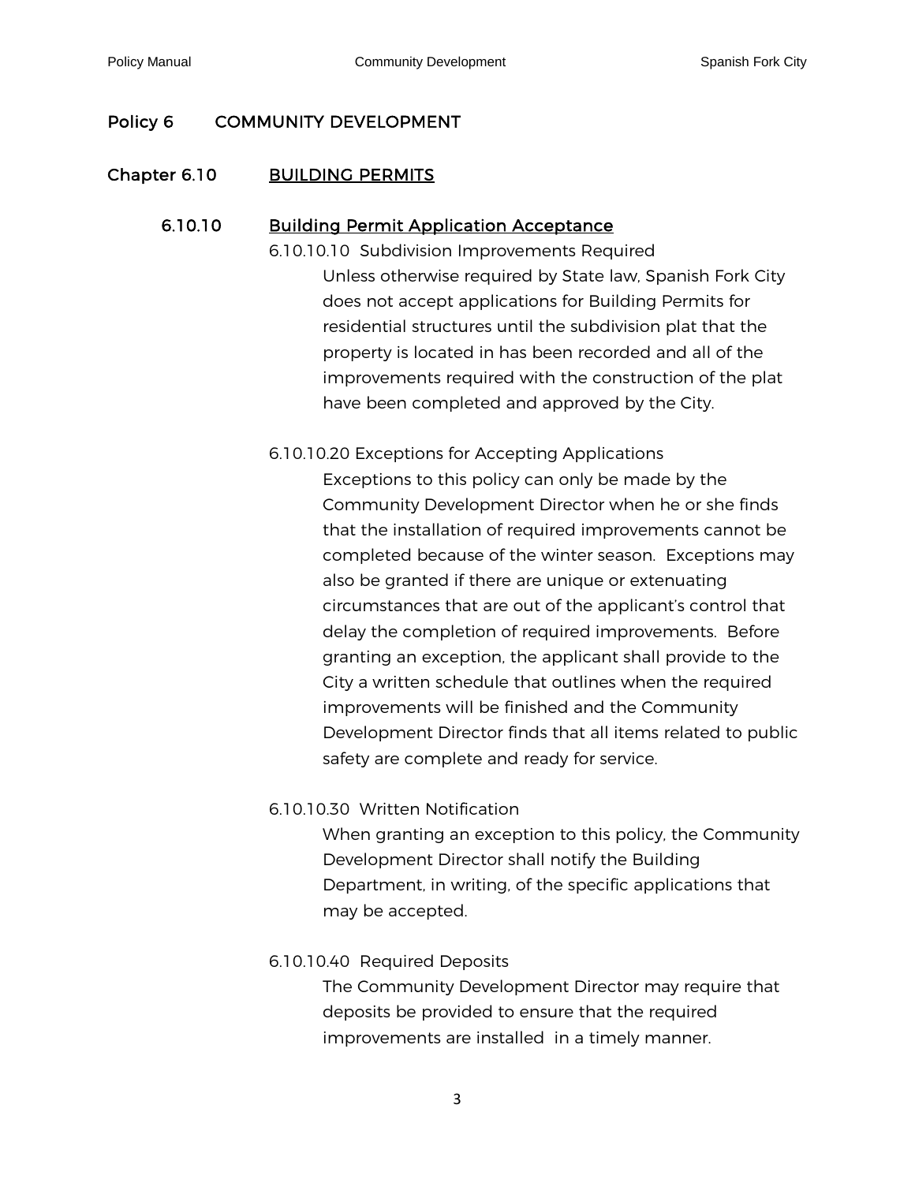# Policy 6 COMMUNITY DEVELOPMENT

## Chapter 6.10 BUILDING PERMITS

### 6.10.10 Building Permit Application Acceptance

6.10.10.10 Subdivision Improvements Required

Unless otherwise required by State law, Spanish Fork City does not accept applications for Building Permits for residential structures until the subdivision plat that the property is located in has been recorded and all of the improvements required with the construction of the plat have been completed and approved by the City.

6.10.10.20 Exceptions for Accepting Applications

Exceptions to this policy can only be made by the Community Development Director when he or she finds that the installation of required improvements cannot be completed because of the winter season. Exceptions may also be granted if there are unique or extenuating circumstances that are out of the applicant's control that delay the completion of required improvements. Before granting an exception, the applicant shall provide to the City a written schedule that outlines when the required improvements will be finished and the Community Development Director finds that all items related to public safety are complete and ready for service.

6.10.10.30 Written Notification

When granting an exception to this policy, the Community Development Director shall notify the Building Department, in writing, of the specific applications that may be accepted.

6.10.10.40 Required Deposits

The Community Development Director may require that deposits be provided to ensure that the required improvements are installed in a timely manner.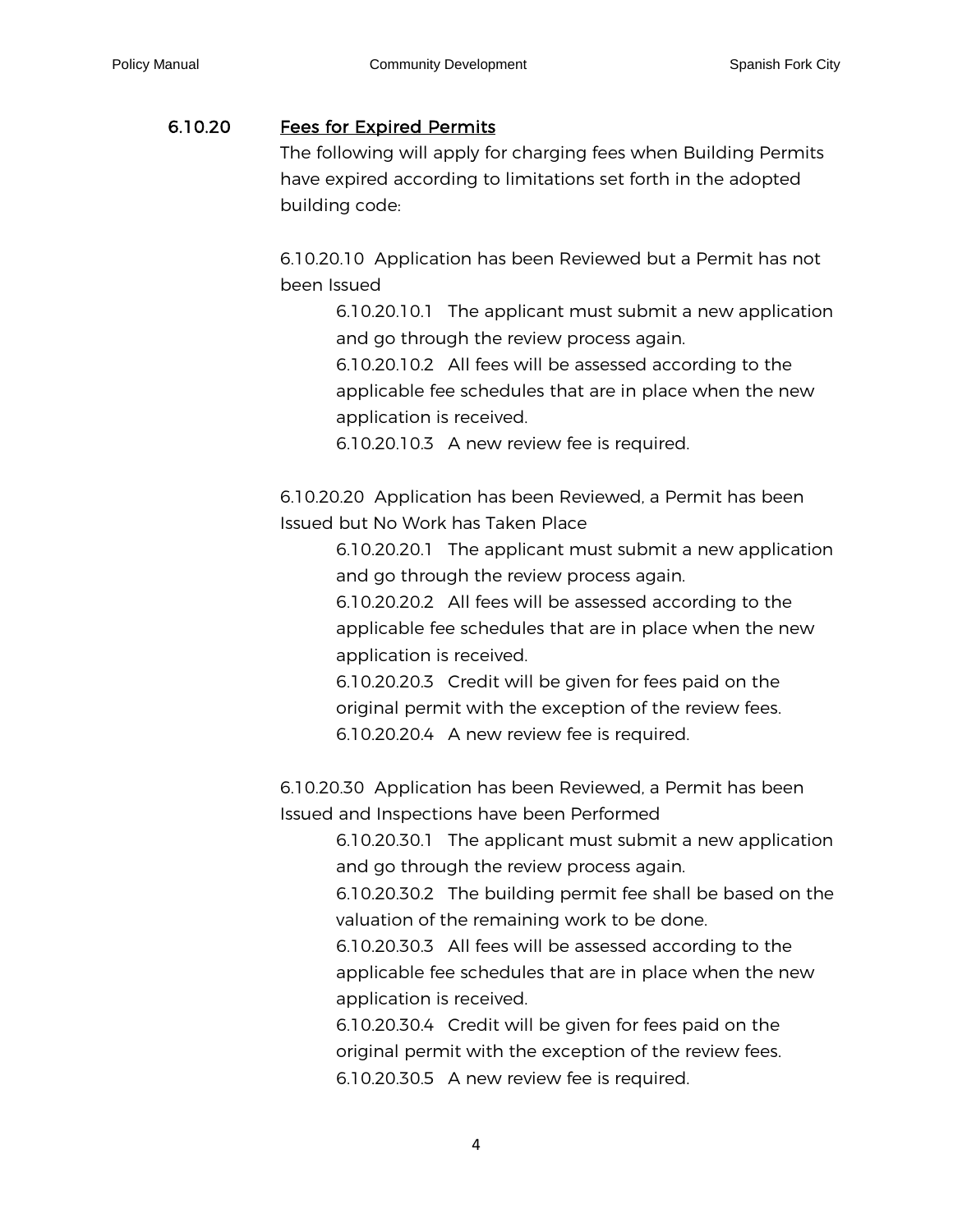### 6.10.20 Fees for Expired Permits

The following will apply for charging fees when Building Permits have expired according to limitations set forth in the adopted building code:

6.10.20.10 Application has been Reviewed but a Permit has not been Issued

- 6.10.20.10.1 The applicant must submit a new application and go through the review process again.
- 6.10.20.10.2 All fees will be assessed according to the applicable fee schedules that are in place when the new application is received.
- 6.10.20.10.3 A new review fee is required.

6.10.20.20 Application has been Reviewed, a Permit has been Issued but No Work has Taken Place

- 6.10.20.20.1 The applicant must submit a new application and go through the review process again.
- 6.10.20.20.2 All fees will be assessed according to the applicable fee schedules that are in place when the new application is received.
- 6.10.20.20.3 Credit will be given for fees paid on the original permit with the exception of the review fees.
- 6.10.20.20.4 A new review fee is required.

6.10.20.30 Application has been Reviewed, a Permit has been Issued and Inspections have been Performed

- 6.10.20.30.1 The applicant must submit a new application and go through the review process again.
- 6.10.20.30.2 The building permit fee shall be based on the valuation of the remaining work to be done.
- 6.10.20.30.3 All fees will be assessed according to the applicable fee schedules that are in place when the new application is received.
- 6.10.20.30.4 Credit will be given for fees paid on the original permit with the exception of the review fees.
- 6.10.20.30.5 A new review fee is required.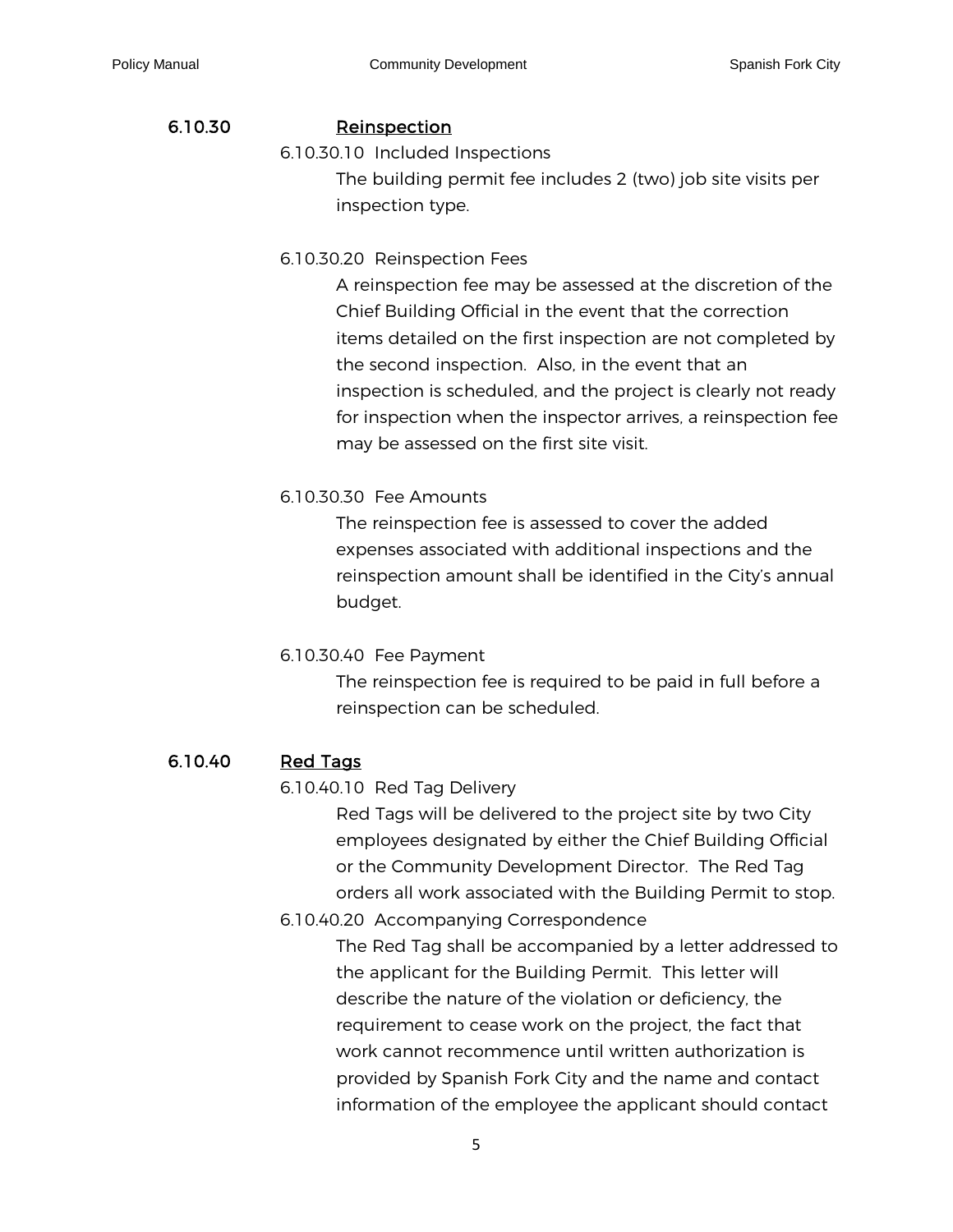### 6.10.30 Reinspection

6.10.30.10 Included Inspections

The building permit fee includes 2 (two) job site visits per inspection type.

6.10.30.20 Reinspection Fees

A reinspection fee may be assessed at the discretion of the Chief Building Official in the event that the correction items detailed on the first inspection are not completed by the second inspection. Also, in the event that an inspection is scheduled, and the project is clearly not ready for inspection when the inspector arrives, a reinspection fee may be assessed on the first site visit.

6.10.30.30 Fee Amounts

The reinspection fee is assessed to cover the added expenses associated with additional inspections and the reinspection amount shall be identified in the City's annual budget.

6.10.30.40 Fee Payment

The reinspection fee is required to be paid in full before a reinspection can be scheduled.

### 6.10.40 Red Tags

6.10.40.10 Red Tag Delivery

Red Tags will be delivered to the project site by two City employees designated by either the Chief Building Official or the Community Development Director. The Red Tag orders all work associated with the Building Permit to stop.

6.10.40.20 Accompanying Correspondence

The Red Tag shall be accompanied by a letter addressed to the applicant for the Building Permit. This letter will describe the nature of the violation or deficiency, the requirement to cease work on the project, the fact that work cannot recommence until written authorization is provided by Spanish Fork City and the name and contact information of the employee the applicant should contact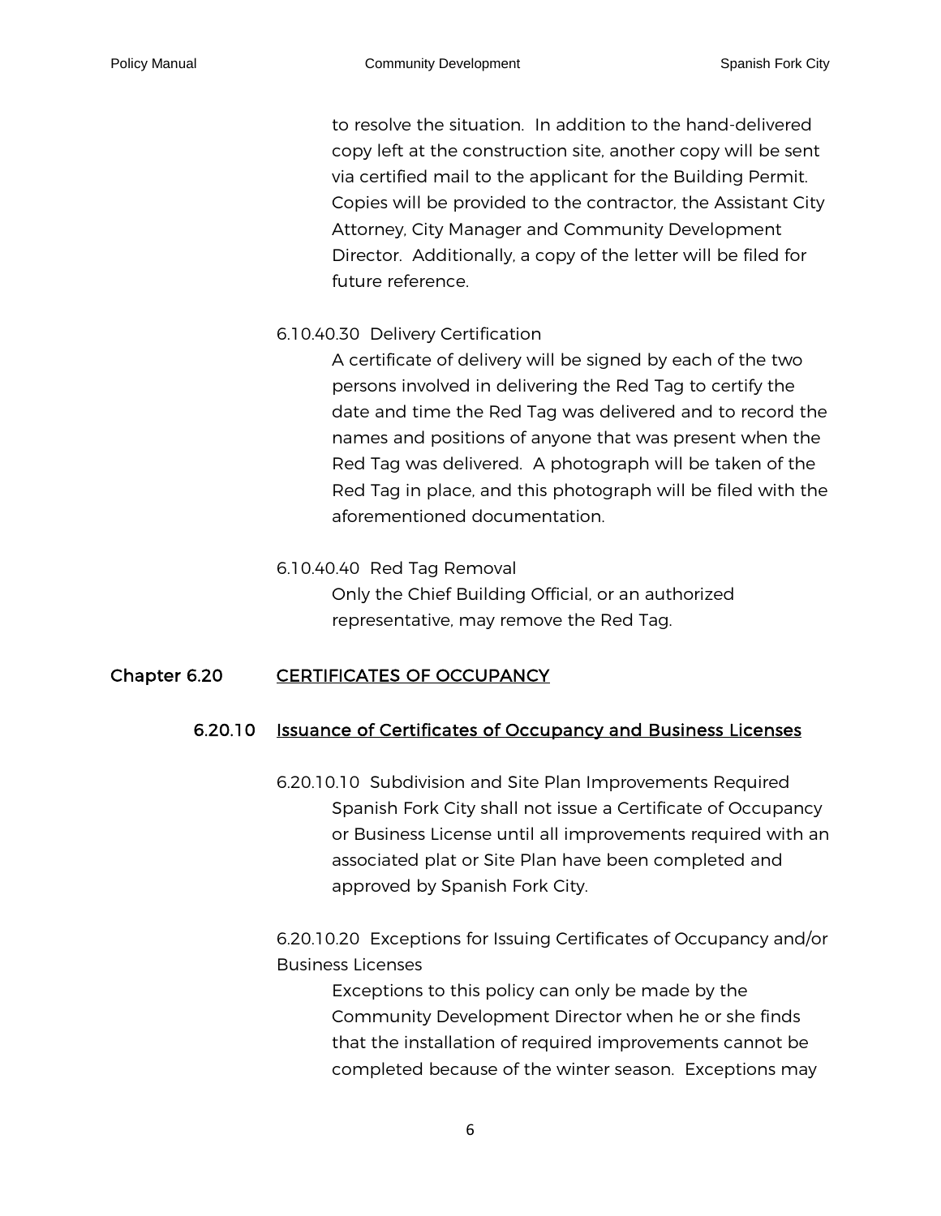to resolve the situation. In addition to the hand-delivered copy left at the construction site, another copy will be sent via certified mail to the applicant for the Building Permit. Copies will be provided to the contractor, the Assistant City Attorney, City Manager and Community Development Director. Additionally, a copy of the letter will be filed for future reference.

6.10.40.30 Delivery Certification

A certificate of delivery will be signed by each of the two persons involved in delivering the Red Tag to certify the date and time the Red Tag was delivered and to record the names and positions of anyone that was present when the Red Tag was delivered. A photograph will be taken of the Red Tag in place, and this photograph will be filed with the aforementioned documentation.

6.10.40.40 Red Tag Removal

Only the Chief Building Official, or an authorized representative, may remove the Red Tag.

## Chapter 6.20 CERTIFICATES OF OCCUPANCY

### 6.20.10 Issuance of Certificates of Occupancy and Business Licenses

6.20.10.10 Subdivision and Site Plan Improvements Required

Spanish Fork City shall not issue a Certificate of Occupancy or Business License until all improvements required with an associated plat or Site Plan have been completed and approved by Spanish Fork City.

6.20.10.20 Exceptions for Issuing Certificates of Occupancy and/or Business Licenses

Exceptions to this policy can only be made by the Community Development Director when he or she finds that the installation of required improvements cannot be completed because of the winter season. Exceptions may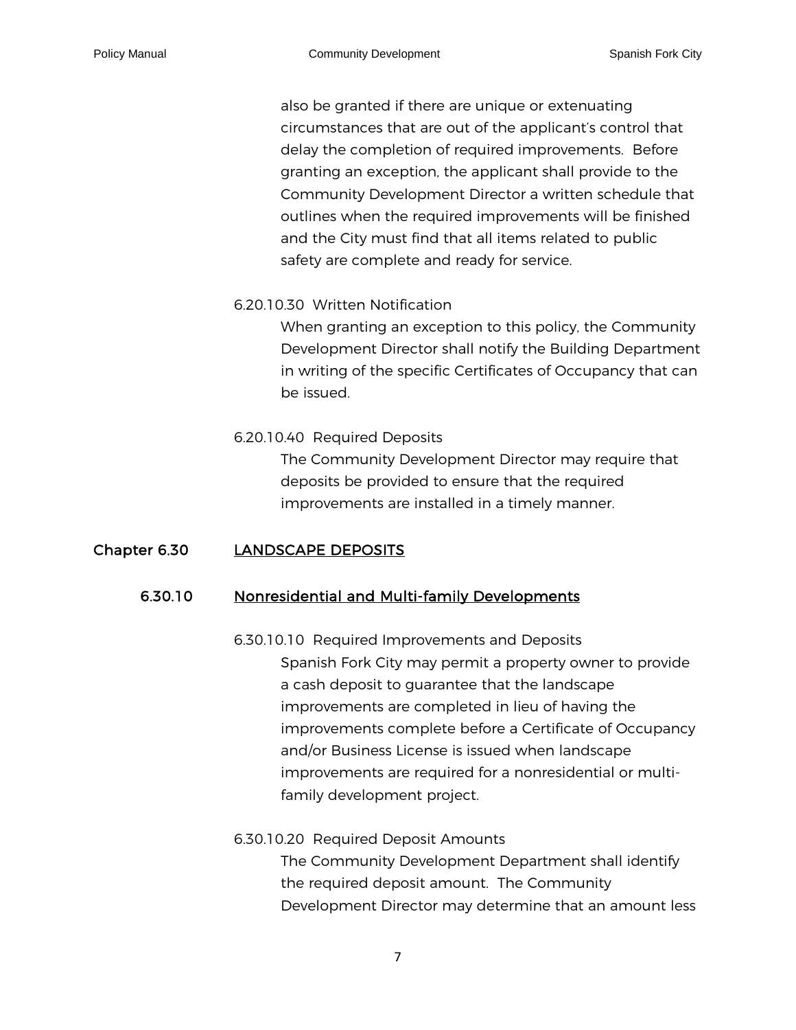also be granted if there are unique or extenuating circumstances that are out of the applicant's control that delay the completion of required improvements. Before granting an exception, the applicant shall provide to the Community Development Director a written schedule that outlines when the required improvements will be finished and the City must find that all items related to public safety are complete and ready for service.

6.20.10.30 Written Notification

When granting an exception to this policy, the Community Development Director shall notify the Building Department in writing of the specific Certificates of Occupancy that can be issued.

6.20.10.40 Required Deposits

The Community Development Director may require that deposits be provided to ensure that the required improvements are installed in a timely manner.

## Chapter 6.30 LANDSCAPE DEPOSITS

### 6.30.10 Nonresidential and Multi-family Developments

6.30.10.10 Required Improvements and Deposits

Spanish Fork City may permit a property owner to provide a cash deposit to guarantee that the landscape improvements are completed in lieu of having the improvements complete before a Certificate of Occupancy and/or Business License is issued when landscape improvements are required for a nonresidential or multi-family development project.

6.30.10.20 Required Deposit Amounts

The Community Development Department shall identify the required deposit amount. The Community Development Director may determine that an amount less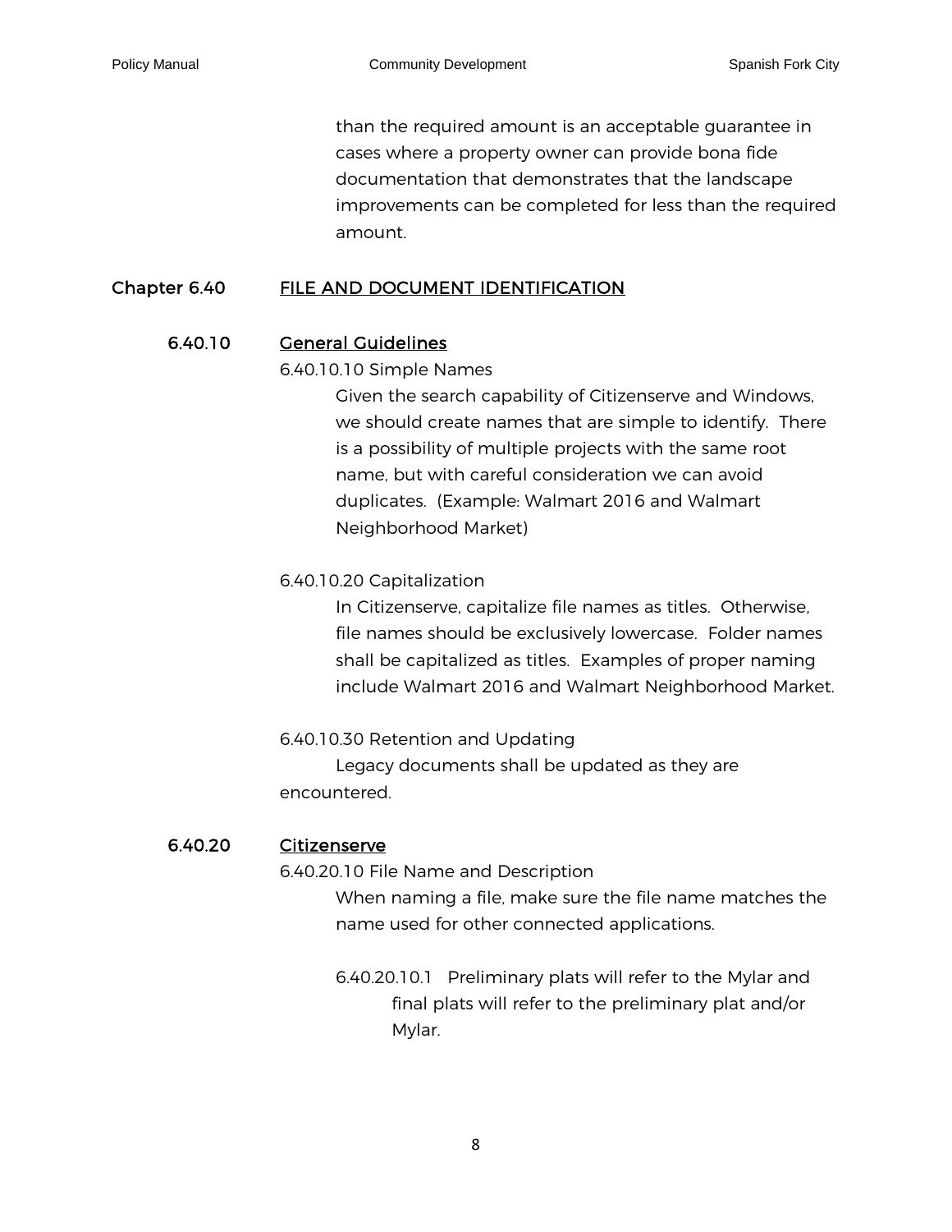than the required amount is an acceptable guarantee in cases where a property owner can provide bona fide documentation that demonstrates that the landscape improvements can be completed for less than the required amount.

## Chapter 6.40 FILE AND DOCUMENT IDENTIFICATION

### 6.40.10 General Guidelines

6.40.10.10 Simple Names

Given the search capability of Citizenserve and Windows, we should create names that are simple to identify. There is a possibility of multiple projects with the same root name, but with careful consideration we can avoid duplicates. (Example: Walmart 2016 and Walmart Neighborhood Market)

6.40.10.20 Capitalization

In Citizenserve, capitalize file names as titles. Otherwise, file names should be exclusively lowercase. Folder names shall be capitalized as titles. Examples of proper naming include Walmart 2016 and Walmart Neighborhood Market.

6.40.10.30 Retention and Updating

Legacy documents shall be updated as they are encountered.

### 6.40.20 Citizenserve

6.40.20.10 File Name and Description

When naming a file, make sure the file name matches the name used for other connected applications.

6.40.20.10.1 Preliminary plats will refer to the Mylar and final plats will refer to the preliminary plat and/or Mylar.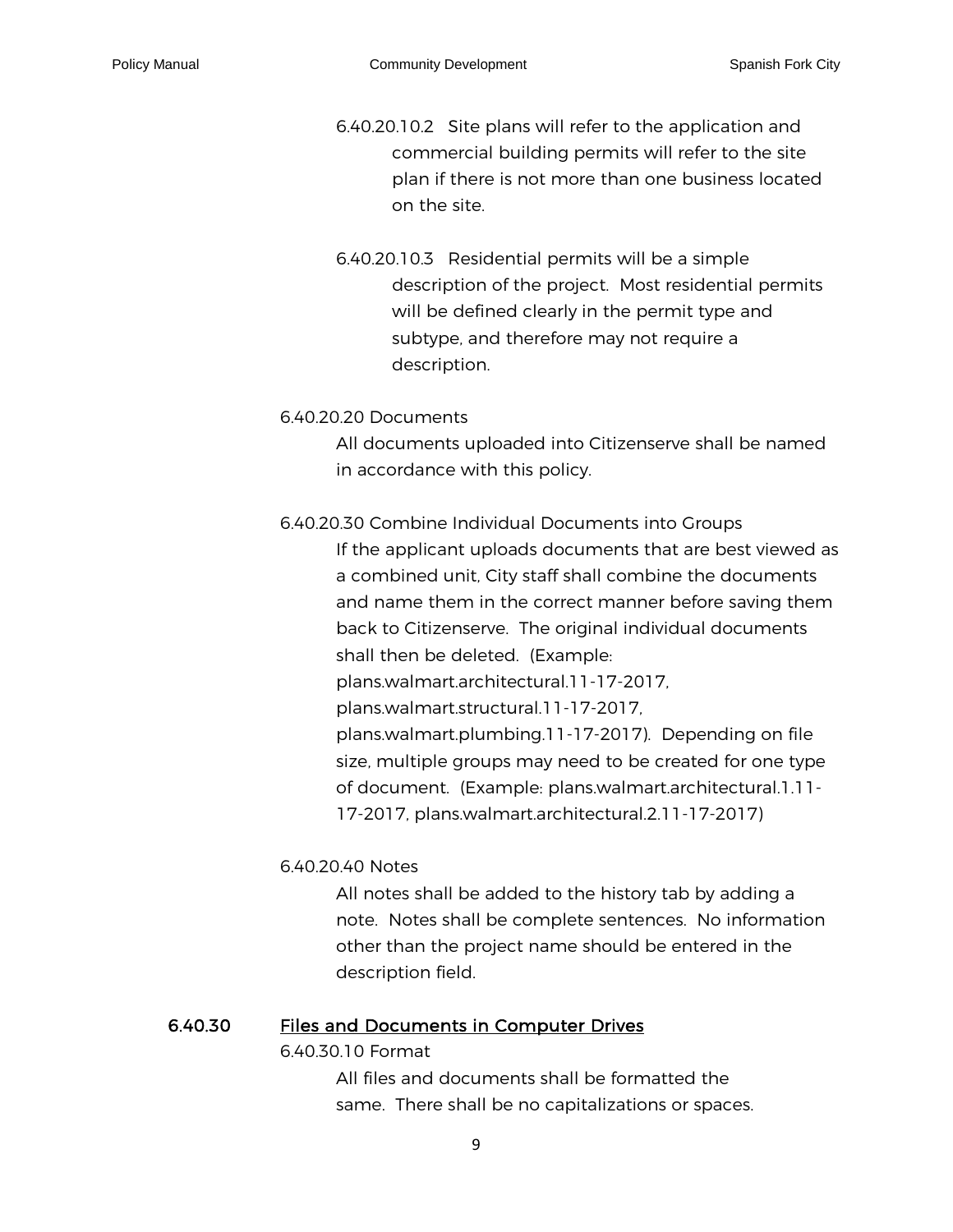6.40.20.10.2 Site plans will refer to the application and commercial building permits will refer to the site plan if there is not more than one business located on the site.

6.40.20.10.3 Residential permits will be a simple description of the project. Most residential permits will be defined clearly in the permit type and subtype, and therefore may not require a description.

6.40.20.20 Documents

All documents uploaded into Citizenserve shall be named in accordance with this policy.

6.40.20.30 Combine Individual Documents into Groups

If the applicant uploads documents that are best viewed as a combined unit, City staff shall combine the documents and name them in the correct manner before saving them back to Citizenserve. The original individual documents shall then be deleted. (Example: plans.walmart.architectural.11-17-2017, plans.walmart.structural.11-17-2017, plans.walmart.plumbing.11-17-2017). Depending on file size, multiple groups may need to be created for one type of document. (Example: plans.walmart.architectural.1.11-17-2017, plans.walmart.architectural.2.11-17-2017)

6.40.20.40 Notes

All notes shall be added to the history tab by adding a note. Notes shall be complete sentences. No information other than the project name should be entered in the description field.

## 6.40.30 Files and Documents in Computer Drives

6.40.30.10 Format

All files and documents shall be formatted the same. There shall be no capitalizations or spaces.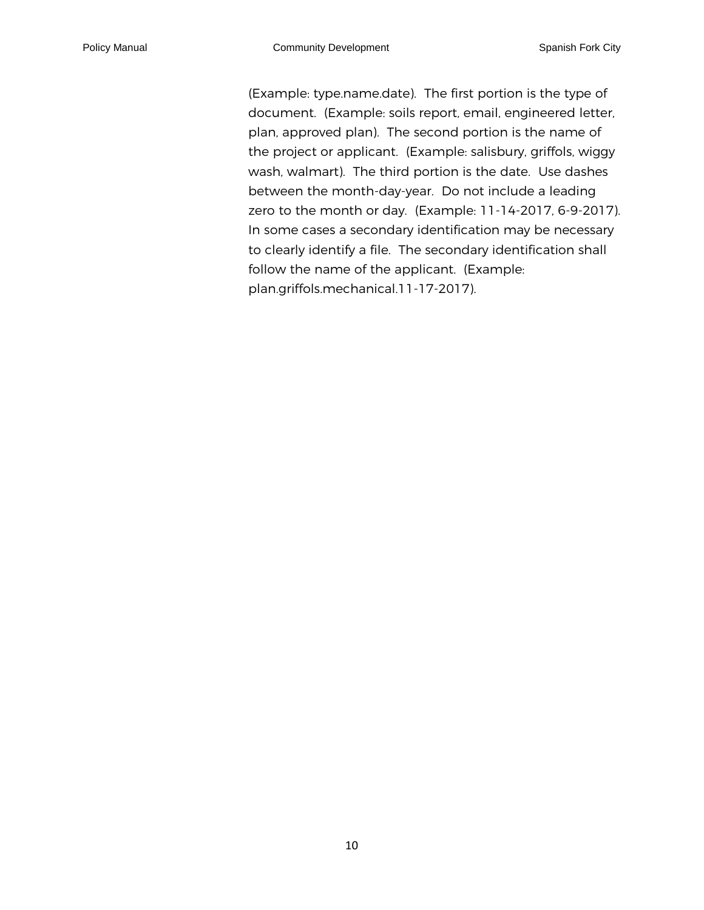(Example: type.name.date). The first portion is the type of document. (Example: soils report, email, engineered letter, plan, approved plan). The second portion is the name of the project or applicant. (Example: salisbury, griffols, wiggy wash, walmart). The third portion is the date. Use dashes between the month-day-year. Do not include a leading zero to the month or day. (Example: 11-14-2017, 6-9-2017). In some cases a secondary identification may be necessary to clearly identify a file. The secondary identification shall follow the name of the applicant. (Example: plan.griffols.mechanical.11-17-2017).